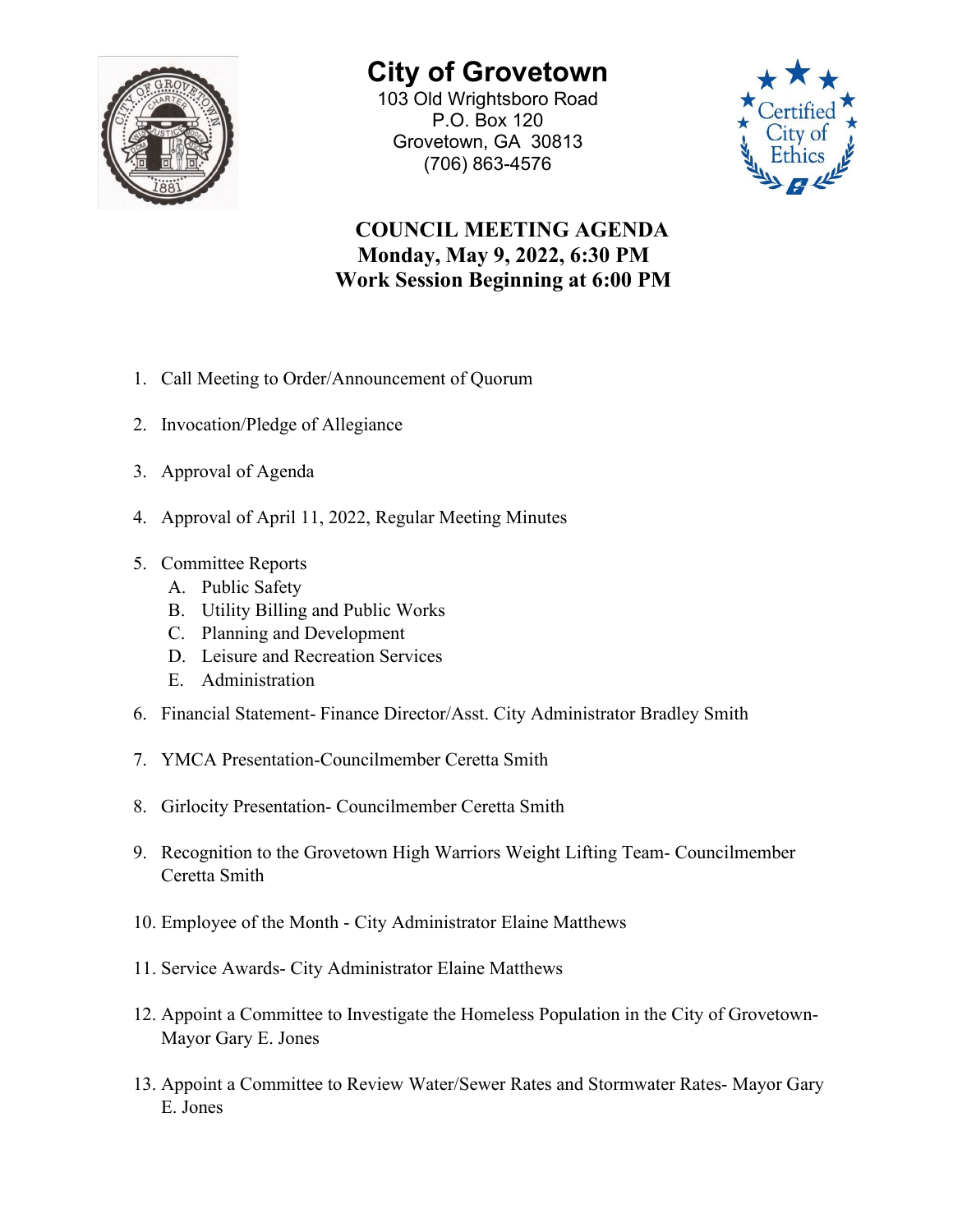# City of Grovetown

103 Old Wrightsboro Road
P.O. Box 120
Grovetown, GA 30813
(706) 863-4576

## COUNCIL MEETING AGENDA
## Monday, May 9, 2022, 6:30 PM
## Work Session Beginning at 6:00 PM

1. Call Meeting to Order/Announcement of Quorum
2. Invocation/Pledge of Allegiance
3. Approval of Agenda
4. Approval of April 11, 2022, Regular Meeting Minutes
5. Committee Reports
   - A. Public Safety
   - B. Utility Billing and Public Works
   - C. Planning and Development
   - D. Leisure and Recreation Services
   - E. Administration
6. Financial Statement- Finance Director/Asst. City Administrator Bradley Smith
7. YMCA Presentation-Councilmember Ceretta Smith
8. Girlocity Presentation- Councilmember Ceretta Smith
9. Recognition to the Grovetown High Warriors Weight Lifting Team- Councilmember Ceretta Smith
10. Employee of the Month - City Administrator Elaine Matthews
11. Service Awards- City Administrator Elaine Matthews
12. Appoint a Committee to Investigate the Homeless Population in the City of Grovetown- Mayor Gary E. Jones
13. Appoint a Committee to Review Water/Sewer Rates and Stormwater Rates- Mayor Gary E. Jones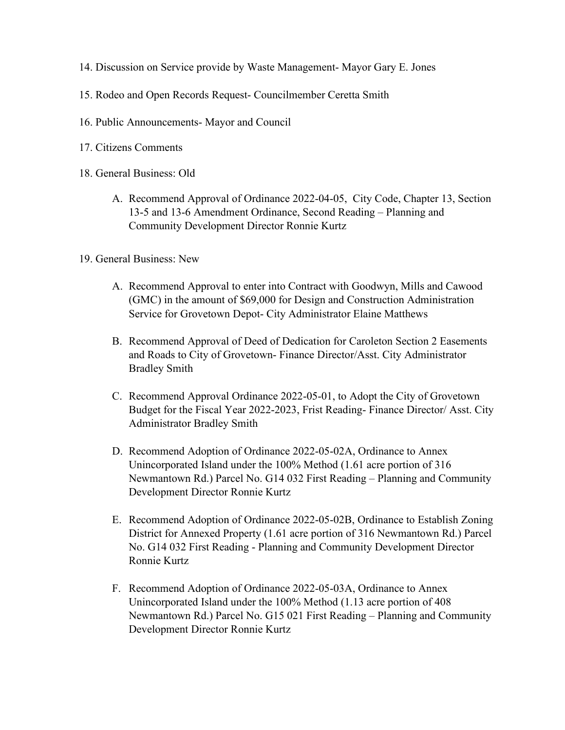14. Discussion on Service provide by Waste Management- Mayor Gary E. Jones

15. Rodeo and Open Records Request- Councilmember Ceretta Smith

16. Public Announcements- Mayor and Council

17. Citizens Comments

18. General Business: Old

    A. Recommend Approval of Ordinance 2022-04-05, City Code, Chapter 13, Section 13-5 and 13-6 Amendment Ordinance, Second Reading – Planning and Community Development Director Ronnie Kurtz

19. General Business: New

    A. Recommend Approval to enter into Contract with Goodwyn, Mills and Cawood (GMC) in the amount of $69,000 for Design and Construction Administration Service for Grovetown Depot- City Administrator Elaine Matthews

    B. Recommend Approval of Deed of Dedication for Caroleton Section 2 Easements and Roads to City of Grovetown- Finance Director/Asst. City Administrator Bradley Smith

    C. Recommend Approval Ordinance 2022-05-01, to Adopt the City of Grovetown Budget for the Fiscal Year 2022-2023, Frist Reading- Finance Director/ Asst. City Administrator Bradley Smith

    D. Recommend Adoption of Ordinance 2022-05-02A, Ordinance to Annex Unincorporated Island under the 100% Method (1.61 acre portion of 316 Newmantown Rd.) Parcel No. G14 032 First Reading – Planning and Community Development Director Ronnie Kurtz

    E. Recommend Adoption of Ordinance 2022-05-02B, Ordinance to Establish Zoning District for Annexed Property (1.61 acre portion of 316 Newmantown Rd.) Parcel No. G14 032 First Reading - Planning and Community Development Director Ronnie Kurtz

    F. Recommend Adoption of Ordinance 2022-05-03A, Ordinance to Annex Unincorporated Island under the 100% Method (1.13 acre portion of 408 Newmantown Rd.) Parcel No. G15 021 First Reading – Planning and Community Development Director Ronnie Kurtz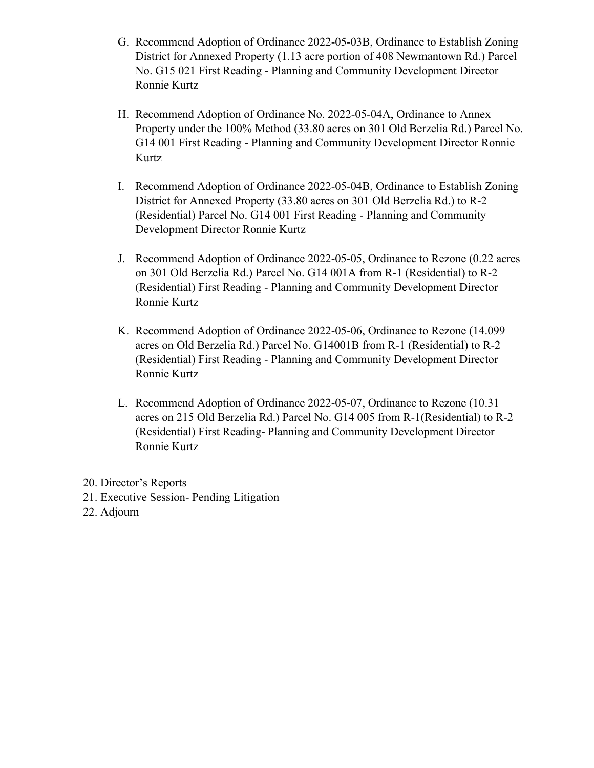G. Recommend Adoption of Ordinance 2022-05-03B, Ordinance to Establish Zoning District for Annexed Property (1.13 acre portion of 408 Newmantown Rd.) Parcel No. G15 021 First Reading - Planning and Community Development Director Ronnie Kurtz

H. Recommend Adoption of Ordinance No. 2022-05-04A, Ordinance to Annex Property under the 100% Method (33.80 acres on 301 Old Berzelia Rd.) Parcel No. G14 001 First Reading - Planning and Community Development Director Ronnie Kurtz

I. Recommend Adoption of Ordinance 2022-05-04B, Ordinance to Establish Zoning District for Annexed Property (33.80 acres on 301 Old Berzelia Rd.) to R-2 (Residential) Parcel No. G14 001 First Reading - Planning and Community Development Director Ronnie Kurtz

J. Recommend Adoption of Ordinance 2022-05-05, Ordinance to Rezone (0.22 acres on 301 Old Berzelia Rd.) Parcel No. G14 001A from R-1 (Residential) to R-2 (Residential) First Reading - Planning and Community Development Director Ronnie Kurtz

K. Recommend Adoption of Ordinance 2022-05-06, Ordinance to Rezone (14.099 acres on Old Berzelia Rd.) Parcel No. G14001B from R-1 (Residential) to R-2 (Residential) First Reading - Planning and Community Development Director Ronnie Kurtz

L. Recommend Adoption of Ordinance 2022-05-07, Ordinance to Rezone (10.31 acres on 215 Old Berzelia Rd.) Parcel No. G14 005 from R-1(Residential) to R-2 (Residential) First Reading- Planning and Community Development Director Ronnie Kurtz

20. Director's Reports
21. Executive Session- Pending Litigation
22. Adjourn